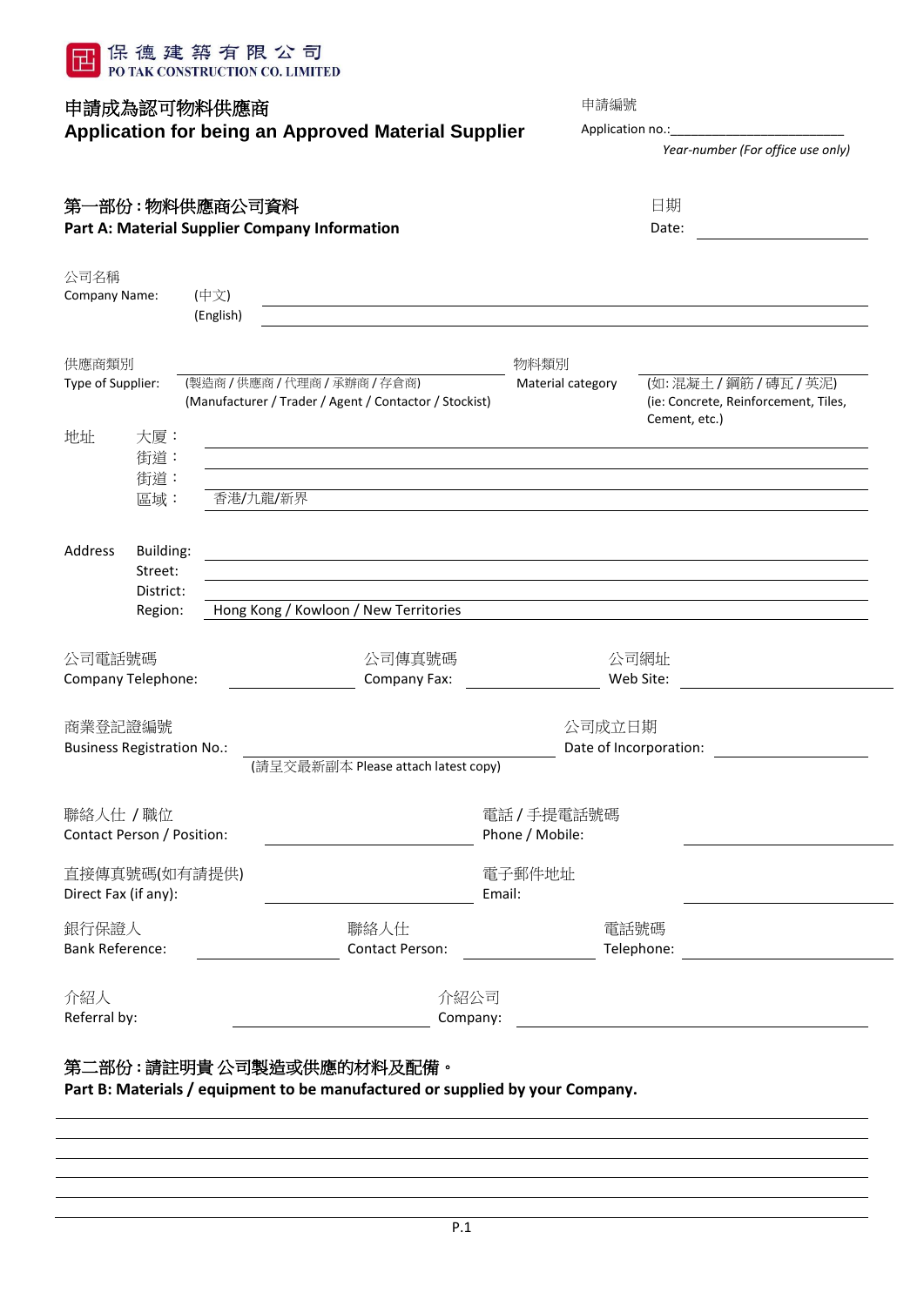保德建築有限公司
PO TAK CONSTRUCTION CO. LIMITED

# 申請成為認可物料供應商
# Application for being an Approved Material Supplier

申請編號
Application no.:________________________
*Year-number (For office use only)*

## 第一部份 : 物料供應商公司資料
## Part A: Material Supplier Company Information

日期
Date: ____________________

公司名稱
Company Name: (中文) ______________________________________________
(English) ______________________________________________

供應商類別
Type of Supplier: ______________________________
(製造商 / 供應商 / 代理商 / 承辦商 / 存倉商)
(Manufacturer / Trader / Agent / Contactor / Stockist)

物料類別
Material category ______________________________
(如: 混凝土 / 鋼筋 / 磚瓦 / 英泥)
(ie: Concrete, Reinforcement, Tiles, Cement, etc.)

地址
大廈：______________________________________________
街道：______________________________________________
街道：______________________________________________
區域：香港/九龍/新界

Address
Building: ______________________________________________
Street: ______________________________________________
District: ______________________________________________
Region: Hong Kong / Kowloon / New Territories

公司電話號碼
Company Telephone: ____________

公司傳真號碼
Company Fax: ____________

公司網址
Web Site: ____________

商業登記證編號
Business Registration No.: ______________________________
(請呈交最新副本 Please attach latest copy)

公司成立日期
Date of Incorporation: ____________

聯絡人仕 / 職位
Contact Person / Position: ____________

電話 / 手提電話號碼
Phone / Mobile: ____________

直接傳真號碼(如有請提供)
Direct Fax (if any): ____________

電子郵件地址
Email: ____________

銀行保證人
Bank Reference: ____________

聯絡人仕
Contact Person: ____________

電話號碼
Telephone: ____________

介紹人
Referral by: ____________

介紹公司
Company: ____________

## 第二部份 : 請註明貴 公司製造或供應的材料及配備。
## Part B: Materials / equipment to be manufactured or supplied by your Company.

______________________________________________________________________________
______________________________________________________________________________
______________________________________________________________________________
______________________________________________________________________________
______________________________________________________________________________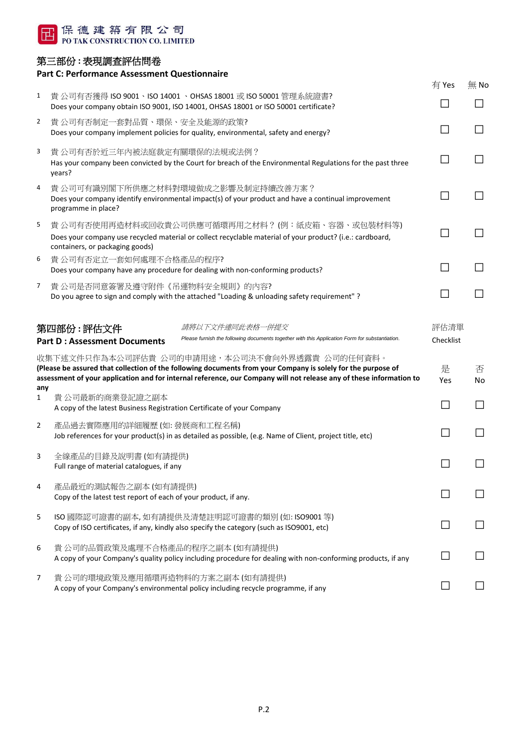保德建築有限公司
PO TAK CONSTRUCTION CO. LIMITED

## 第三部份 : 表現調查評估問卷
## Part C: Performance Assessment Questionnaire

| | | 有 Yes | 無 No |
|---|---|---|---|
| 1 | 貴公司有否獲得 ISO 9001、ISO 14001 、OHSAS 18001 或 ISO 50001 管理系統證書?<br>Does your company obtain ISO 9001, ISO 14001, OHSAS 18001 or ISO 50001 certificate? | ☐ | ☐ |
| 2 | 貴公司有否制定一套對品質、環保、安全及能源的政策?<br>Does your company implement policies for quality, environmental, safety and energy? | ☐ | ☐ |
| 3 | 貴公司有否於近三年內被法庭裁定有關環保的法規或法例？<br>Has your company been convicted by the Court for breach of the Environmental Regulations for the past three years? | ☐ | ☐ |
| 4 | 貴公司可有識別閣下所供應之材料對環境做成之影響及制定持續改善方案？<br>Does your company identify environmental impact(s) of your product and have a continual improvement programme in place? | ☐ | ☐ |
| 5 | 貴公司有否使用再造材料或回收貴公司供應可循環再用之材料？ (例：紙皮箱、容器、或包裝材料等)<br>Does your company use recycled material or collect recyclable material of your product? (i.e.: cardboard, containers, or packaging goods) | ☐ | ☐ |
| 6 | 貴公司有否定立一套如何處理不合格產品的程序?<br>Does your company have any procedure for dealing with non-conforming products? | ☐ | ☐ |
| 7 | 貴公司是否同意簽署及遵守附件《吊運物料安全規則》的內容?<br>Do you agree to sign and comply with the attached "Loading & unloading safety requirement" ? | ☐ | ☐ |

## 第四部份 : 評估文件
## Part D : Assessment Documents

*請將以下文件連同此表格一併提交*
*Please furnish the following documents together with this Application Form for substantiation.*

評估清單 Checklist

收集下述文件只作為本公司評估貴 公司的申請用途，本公司決不會向外界透露貴 公司的任何資料。
**(Please be assured that collection of the following documents from your Company is solely for the purpose of assessment of your application and for internal reference, our Company will not release any of these information to any**

| | | 是 Yes | 否 No |
|---|---|---|---|
| 1 | 貴公司最新的商業登記證之副本<br>A copy of the latest Business Registration Certificate of your Company | ☐ | ☐ |
| 2 | 產品過去實際應用的詳細履歷 (如: 發展商和工程名稱)<br>Job references for your product(s) in as detailed as possible, (e.g. Name of Client, project title, etc) | ☐ | ☐ |
| 3 | 全線產品的目錄及說明書 (如有請提供)<br>Full range of material catalogues, if any | ☐ | ☐ |
| 4 | 產品最近的測試報告之副本 (如有請提供)<br>Copy of the latest test report of each of your product, if any. | ☐ | ☐ |
| 5 | ISO 國際認可證書的副本, 如有請提供及清楚註明認可證書的類別 (如: ISO9001 等)<br>Copy of ISO certificates, if any, kindly also specify the category (such as ISO9001, etc) | ☐ | ☐ |
| 6 | 貴公司的品質政策及處理不合格產品的程序之副本 (如有請提供)<br>A copy of your Company's quality policy including procedure for dealing with non-conforming products, if any | ☐ | ☐ |
| 7 | 貴公司的環境政策及應用循環再造物料的方案之副本 (如有請提供)<br>A copy of your Company's environmental policy including recycle programme, if any | ☐ | ☐ |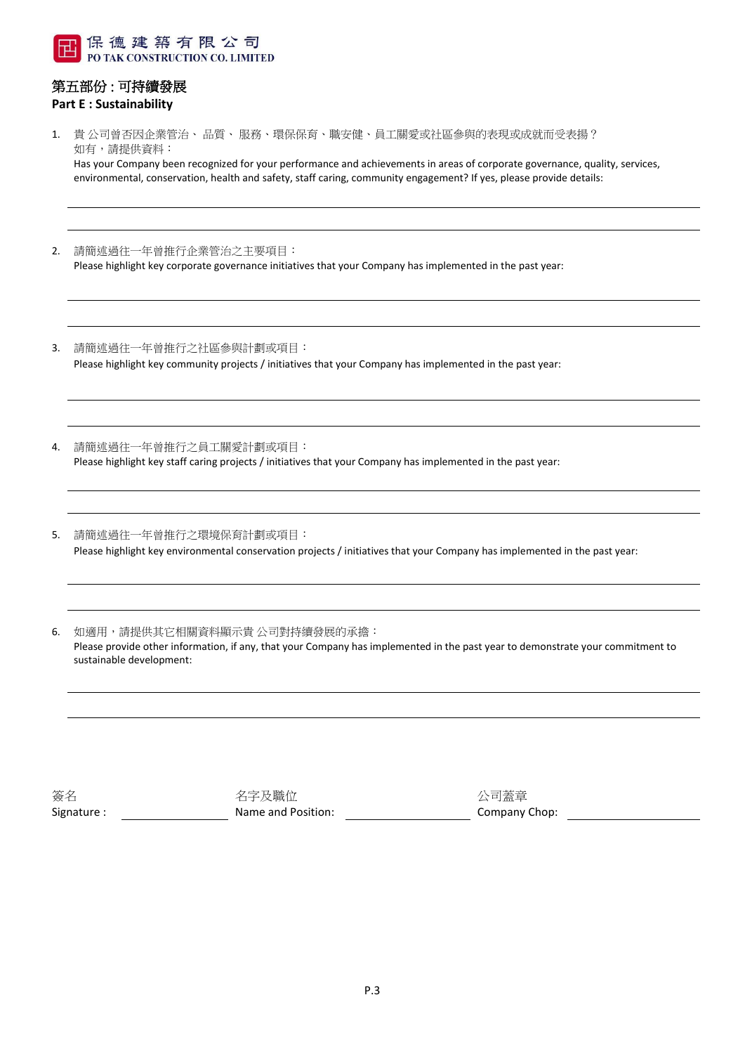保德建築有限公司
PO TAK CONSTRUCTION CO. LIMITED

## 第五部份 : 可持續發展
## Part E : Sustainability

1. 貴公司曾否因企業管治、品質、服務、環保保育、職安健、員工關愛或社區參與的表現或成就而受表揚？
   如有，請提供資料：
   Has your Company been recognized for your performance and achievements in areas of corporate governance, quality, services, environmental, conservation, health and safety, staff caring, community engagement? If yes, please provide details:

   ______________________________________________

   ______________________________________________

2. 請簡述過往一年曾推行企業管治之主要項目：
   Please highlight key corporate governance initiatives that your Company has implemented in the past year:

   ______________________________________________

   ______________________________________________

3. 請簡述過往一年曾推行之社區參與計劃或項目：
   Please highlight key community projects / initiatives that your Company has implemented in the past year:

   ______________________________________________

   ______________________________________________

4. 請簡述過往一年曾推行之員工關愛計劃或項目：
   Please highlight key staff caring projects / initiatives that your Company has implemented in the past year:

   ______________________________________________

   ______________________________________________

5. 請簡述過往一年曾推行之環境保育計劃或項目：
   Please highlight key environmental conservation projects / initiatives that your Company has implemented in the past year:

   ______________________________________________

   ______________________________________________

6. 如適用，請提供其它相關資料顯示貴公司對持續發展的承擔：
   Please provide other information, if any, that your Company has implemented in the past year to demonstrate your commitment to sustainable development:

   ______________________________________________

   ______________________________________________

簽名
Signature : ____________

名字及職位
Name and Position: ____________

公司蓋章
Company Chop: ____________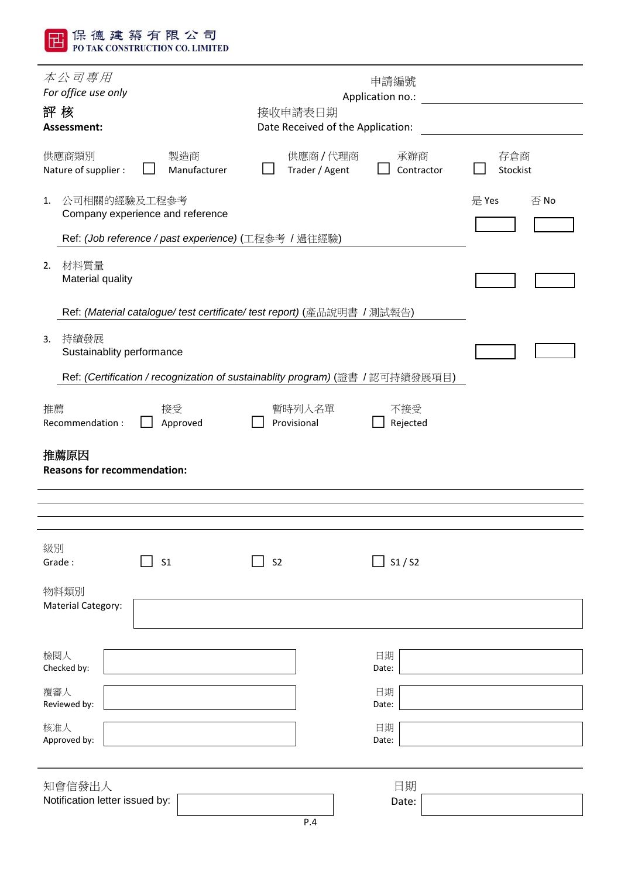保德建築有限公司
PO TAK CONSTRUCTION CO. LIMITED

---

*本公司專用*
*For office use only*

申請編號
Application no.: ____________________

**評 核**
**Assessment:**

接收申請表日期
Date Received of the Application: ____________________

供應商類別
Nature of supplier : ☐ 製造商 Manufacturer ☐ 供應商 / 代理商 Trader / Agent ☐ 承辦商 Contractor ☐ 存倉商 Stockist

| | | 是 Yes | 否 No |
|---|---|---|---|
| 1. | 公司相關的經驗及工程參考<br>Company experience and reference<br><br>Ref: *(Job reference / past experience)* (工程參考 / 過往經驗) | ☐ | ☐ |
| 2. | 材料質量<br>Material quality<br><br>Ref: *(Material catalogue/ test certificate/ test report)* (產品說明書 / 測試報告) | ☐ | ☐ |
| 3. | 持續發展<br>Sustainablity performance<br><br>Ref: *(Certification / recognization of sustainablity program)* (證書 / 認可持續發展項目) | ☐ | ☐ |

推薦
Recommendation : ☐ 接受 Approved ☐ 暫時列入名單 Provisional ☐ 不接受 Rejected

**推薦原因**
**Reasons for recommendation:**

____________________________________________________________

____________________________________________________________

____________________________________________________________

級別
Grade : ☐ S1 ☐ S2 ☐ S1 / S2

物料類別
Material Category: ____________________

| | | | |
|---|---|---|---|
| 檢閱人<br>Checked by: | | 日期<br>Date: | |
| 覆審人<br>Reviewed by: | | 日期<br>Date: | |
| 核准人<br>Approved by: | | 日期<br>Date: | |

---

| | | | |
|---|---|---|---|
| 知會信發出人<br>Notification letter issued by: | | 日期<br>Date: | |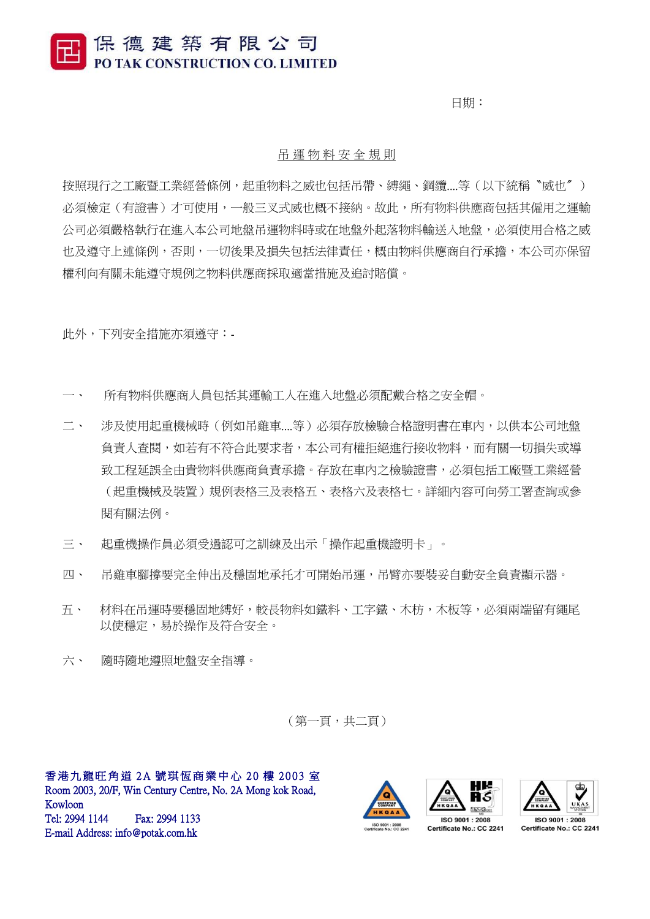# 保德建築有限公司
**PO TAK CONSTRUCTION CO. LIMITED**

日期：

## 吊運物料安全規則

按照現行之工廠暨工業經營條例，起重物料之威也包括吊帶、縛繩、鋼纜....等（以下統稱〝威也〞）必須檢定（有證書）才可使用，一般三叉式威也概不接納。故此，所有物料供應商包括其僱用之運輸公司必須嚴格執行在進入本公司地盤吊運物料時或在地盤外起落物料輸送入地盤，必須使用合格之威也及遵守上述條例，否則，一切後果及損失包括法律責任，概由物料供應商自行承擔，本公司亦保留權利向有關未能遵守規例之物料供應商採取適當措施及追討賠償。

此外，下列安全措施亦須遵守：-

一、 所有物料供應商人員包括其運輸工人在進入地盤必須配戴合格之安全帽。

二、 涉及使用起重機械時（例如吊雞車....等）必須存放檢驗合格證明書在車內，以供本公司地盤負責人查閱，如若有不符合此要求者，本公司有權拒絕進行接收物料，而有關一切損失或導致工程延誤全由貴物料供應商負責承擔。存放在車內之檢驗證書，必須包括工廠暨工業經營（起重機械及裝置）規例表格三及表格五、表格六及表格七。詳細內容可向勞工署查詢或參閱有關法例。

三、 起重機操作員必須受過認可之訓練及出示「操作起重機證明卡」。

四、 吊雞車腳撐要完全伸出及穩固地承托才可開始吊運，吊臂亦要裝妥自動安全負責顯示器。

五、 材料在吊運時要穩固地縛好，較長物料如鐵料、工字鐵、木枋，木板等，必須兩端留有繩尾以使穩定，易於操作及符合安全。

六、 隨時隨地遵照地盤安全指導。

香港九龍旺角道 2A 號琪恆商業中心 20 樓 2003 室
Room 2003, 20/F, Win Century Centre, No. 2A Mong kok Road, Kowloon
Tel: 2994 1144　　Fax: 2994 1133
E-mail Address: info@potak.com.hk

ISO 9001 : 2008 Certificate No.: CC 2241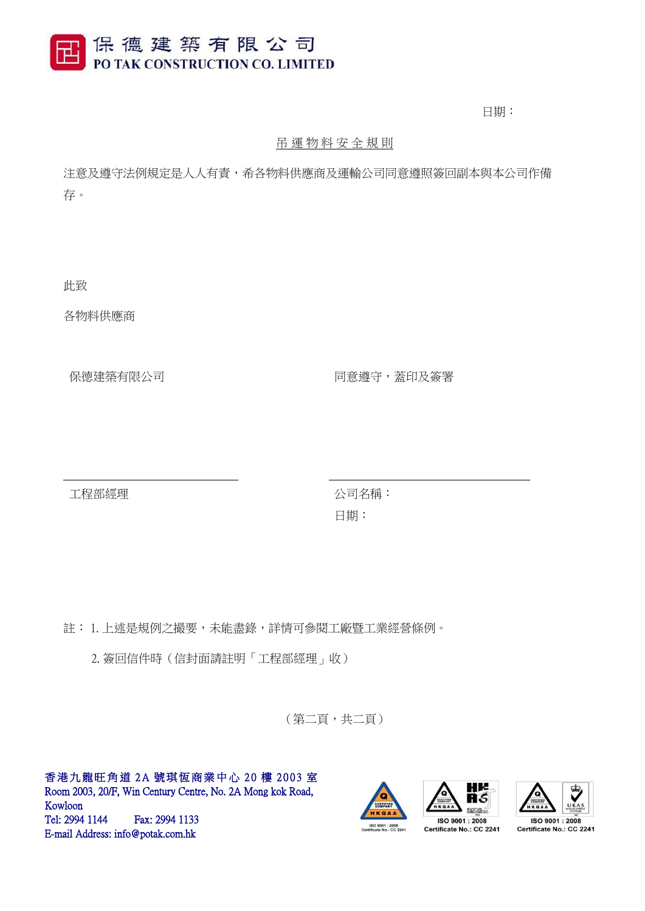日期：

<u>吊運物料安全規則</u>

注意及遵守法例規定是人人有責，希各物料供應商及運輸公司同意遵照簽回副本與本公司作備存。

此致

各物料供應商

| | |
|---|---|
| 保德建築有限公司 | 同意遵守，蓋印及簽署 |
| ______________________ | ______________________ |
| 工程部經理 | 公司名稱：<br>日期： |

註： 1. 上述是規例之撮要，未能盡錄，詳情可參閱工廠暨工業經營條例。

2. 簽回信件時（信封面請註明「工程部經理」收）